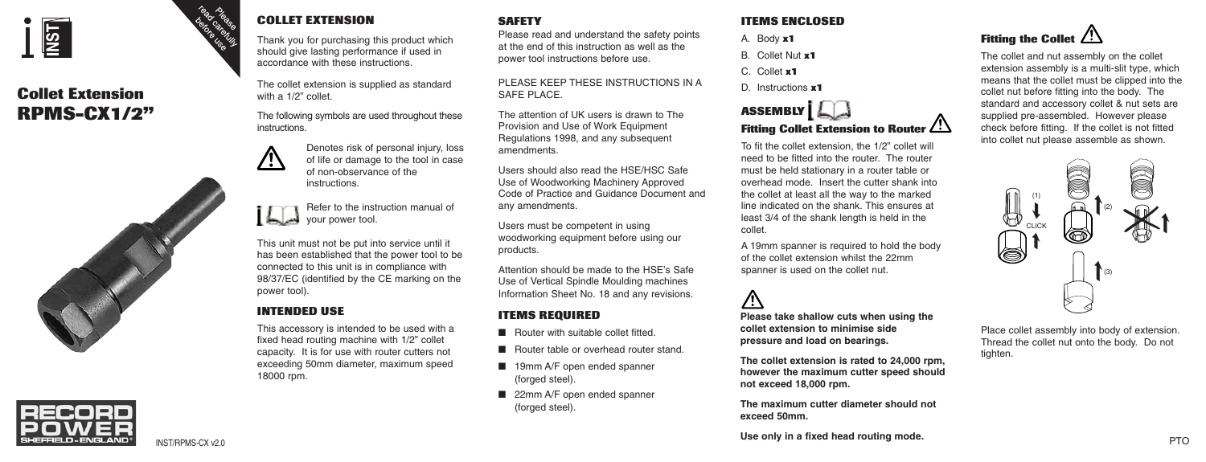# Collet Extension RPMS-CX1/2"

## COLLET EXTENSION

Thank you for purchasing this product which should give lasting performance if used in accordance with these instructions.

The collet extension is supplied as standard with a 1/2" collet.

The following symbols are used throughout these instructions.

Denotes risk of personal injury, loss of life or damage to the tool in case of non-observance of the instructions.

Refer to the instruction manual of your power tool.

This unit must not be put into service until it has been established that the power tool to be connected to this unit is in compliance with 98/37/EC (identified by the CE marking on the power tool).

## INTENDED USE

This accessory is intended to be used with a fixed head routing machine with 1/2" collet capacity. It is for use with router cutters not exceeding 50mm diameter, maximum speed 18000 rpm.

## SAFETY

Please read and understand the safety points at the end of this instruction as well as the power tool instructions before use.

PLEASE KEEP THESE INSTRUCTIONS IN A SAFE PLACE.

The attention of UK users is drawn to The Provision and Use of Work Equipment Regulations 1998, and any subsequent amendments.

Users should also read the HSE/HSC Safe Use of Woodworking Machinery Approved Code of Practice and Guidance Document and any amendments.

Users must be competent in using woodworking equipment before using our products.

Attention should be made to the HSE's Safe Use of Vertical Spindle Moulding machines Information Sheet No. 18 and any revisions.

## ITEMS REQUIRED

- Router with suitable collet fitted.
- Router table or overhead router stand.
- 19mm A/F open ended spanner (forged steel).
- 22mm A/F open ended spanner (forged steel).

## ITEMS ENCLOSED

A. Body **x1**
B. Collet Nut **x1**
C. Collet **x1**
D. Instructions **x1**

## ASSEMBLY

### Fitting Collet Extension to Router

To fit the collet extension, the 1/2" collet will need to be fitted into the router. The router must be held stationary in a router table or overhead mode. Insert the cutter shank into the collet at least all the way to the marked line indicated on the shank. This ensures at least 3/4 of the shank length is held in the collet.

A 19mm spanner is required to hold the body of the collet extension whilst the 22mm spanner is used on the collet nut.

**Please take shallow cuts when using the collet extension to minimise side pressure and load on bearings.**

**The collet extension is rated to 24,000 rpm, however the maximum cutter speed should not exceed 18,000 rpm.**

**The maximum cutter diameter should not exceed 50mm.**

**Use only in a fixed head routing mode.**

### Fitting the Collet

The collet and nut assembly on the collet extension assembly is a multi-slit type, which means that the collet must be clipped into the collet nut before fitting into the body. The standard and accessory collet & nut sets are supplied pre-assembled. However please check before fitting. If the collet is not fitted into collet nut please assemble as shown.

(1) CLICK (2) (3)

Place collet assembly into body of extension. Thread the collet nut onto the body. Do not tighten.

PTO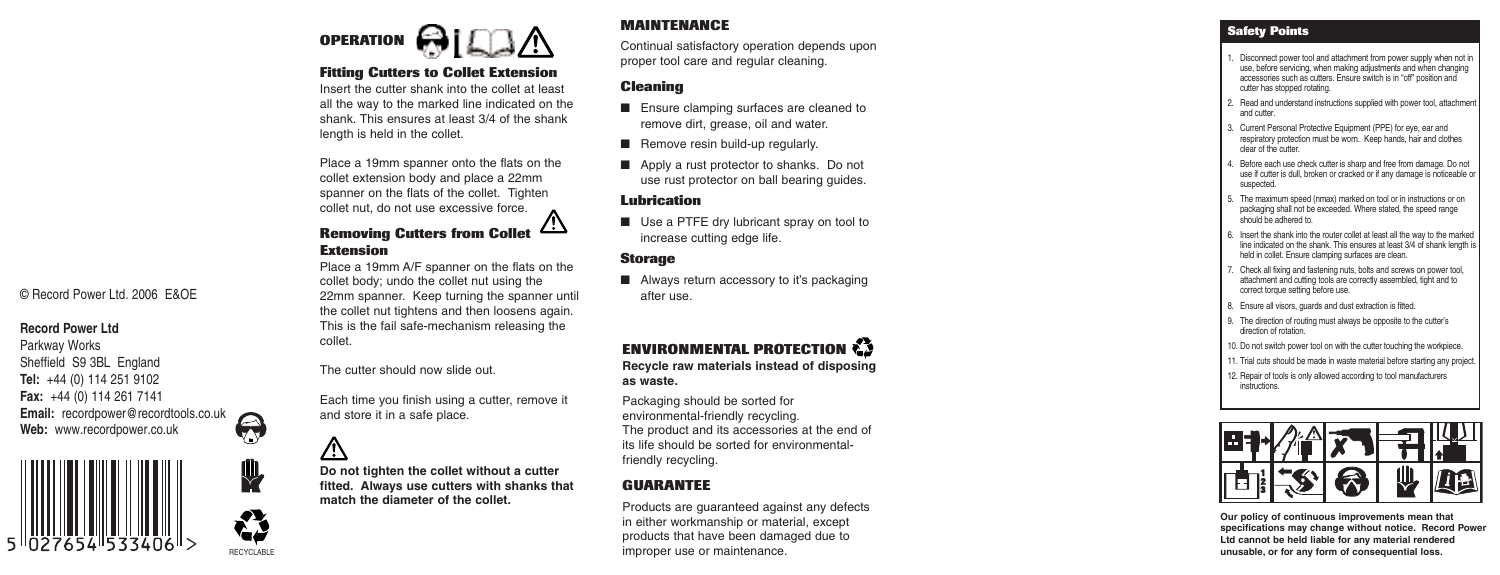© Record Power Ltd. 2006 E&OE

**Record Power Ltd**
Parkway Works
Sheffield S9 3BL England
**Tel:** +44 (0) 114 251 9102
**Fax:** +44 (0) 114 261 7141
**Email:** recordpower@recordtools.co.uk
**Web:** www.recordpower.co.uk

5 027654 533406 >

RECYCLABLE

## OPERATION

### Fitting Cutters to Collet Extension

Insert the cutter shank into the collet at least all the way to the marked line indicated on the shank. This ensures at least 3/4 of the shank length is held in the collet.

Place a 19mm spanner onto the flats on the collet extension body and place a 22mm spanner on the flats of the collet. Tighten collet nut, do not use excessive force.

### Removing Cutters from Collet Extension

Place a 19mm A/F spanner on the flats on the collet body; undo the collet nut using the 22mm spanner. Keep turning the spanner until the collet nut tightens and then loosens again. This is the fail safe-mechanism releasing the collet.

The cutter should now slide out.

Each time you finish using a cutter, remove it and store it in a safe place.

**Do not tighten the collet without a cutter fitted. Always use cutters with shanks that match the diameter of the collet.**

## MAINTENANCE

Continual satisfactory operation depends upon proper tool care and regular cleaning.

### Cleaning

- Ensure clamping surfaces are cleaned to remove dirt, grease, oil and water.
- Remove resin build-up regularly.
- Apply a rust protector to shanks. Do not use rust protector on ball bearing guides.

### Lubrication

- Use a PTFE dry lubricant spray on tool to increase cutting edge life.

### Storage

- Always return accessory to it's packaging after use.

## ENVIRONMENTAL PROTECTION

**Recycle raw materials instead of disposing as waste.**

Packaging should be sorted for environmental-friendly recycling.
The product and its accessories at the end of its life should be sorted for environmental-friendly recycling.

## GUARANTEE

Products are guaranteed against any defects in either workmanship or material, except products that have been damaged due to improper use or maintenance.

### Safety Points

1. Disconnect power tool and attachment from power supply when not in use, before servicing, when making adjustments and when changing accessories such as cutters. Ensure switch is in "off" position and cutter has stopped rotating.
2. Read and understand instructions supplied with power tool, attachment and cutter.
3. Current Personal Protective Equipment (PPE) for eye, ear and respiratory protection must be worn. Keep hands, hair and clothes clear of the cutter.
4. Before each use check cutter is sharp and free from damage. Do not use if cutter is dull, broken or cracked or if any damage is noticeable or suspected.
5. The maximum speed (nmax) marked on tool or in instructions or on packaging shall not be exceeded. Where stated, the speed range should be adhered to.
6. Insert the shank into the router collet at least all the way to the marked line indicated on the shank. This ensures at least 3/4 of shank length is held in collet. Ensure clamping surfaces are clean.
7. Check all fixing and fastening nuts, bolts and screws on power tool, attachment and cutting tools are correctly assembled, tight and to correct torque setting before use.
8. Ensure all visors, guards and dust extraction is fitted.
9. The direction of routing must always be opposite to the cutter's direction of rotation.
10. Do not switch power tool on with the cutter touching the workpiece.
11. Trial cuts should be made in waste material before starting any project.
12. Repair of tools is only allowed according to tool manufacturers instructions.

**Our policy of continuous improvements mean that specifications may change without notice. Record Power Ltd cannot be held liable for any material rendered unusable, or for any form of consequential loss.**